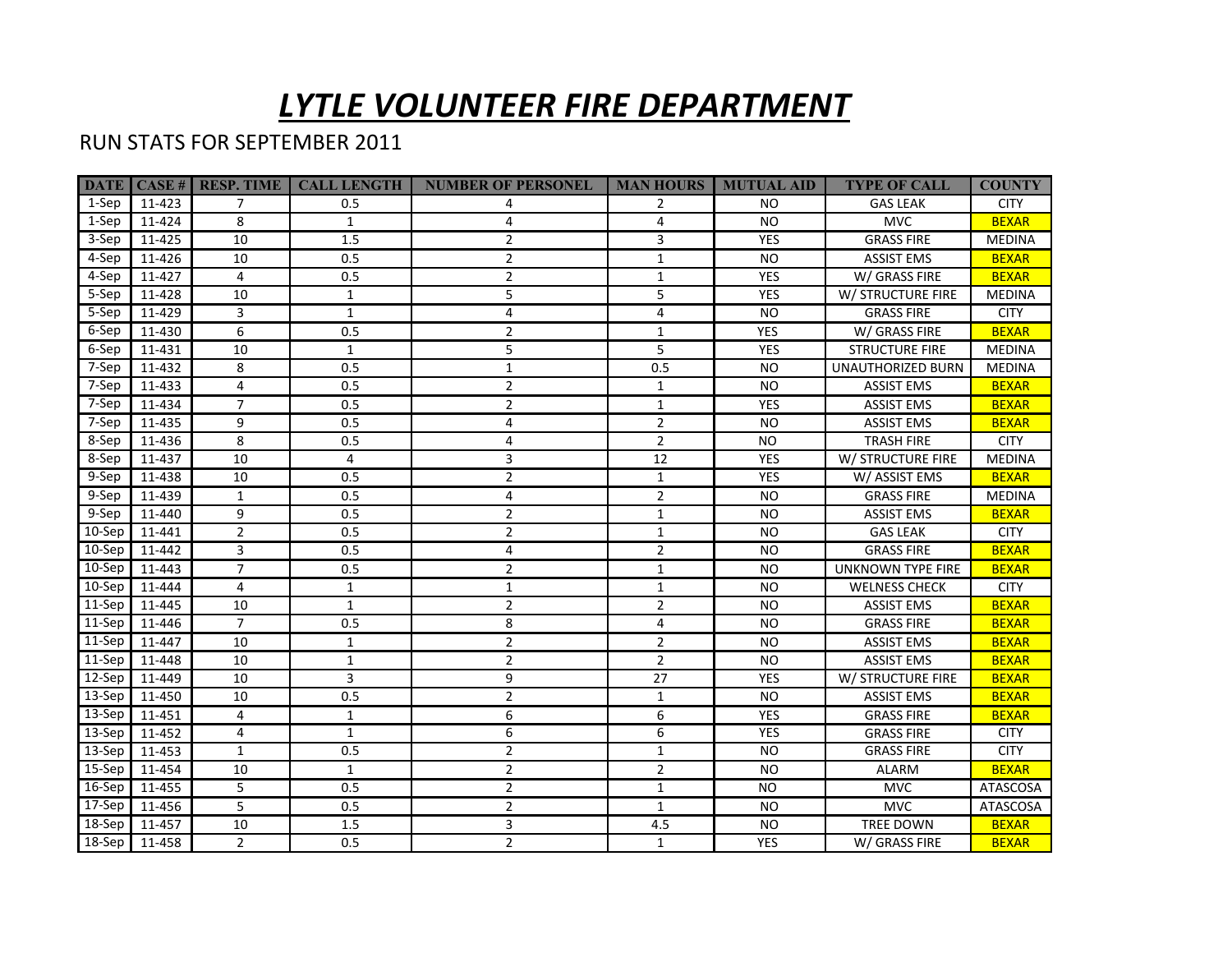# *LYTLE VOLUNTEER FIRE DEPARTMENT*

RUN STATS FOR SEPTEMBER 2011

| DATE | CASE # | RESP. TIME | CALL LENGTH | NUMBER OF PERSONEL | MAN HOURS | MUTUAL AID | TYPE OF CALL | COUNTY |
|---|---|---|---|---|---|---|---|---|
| 1-Sep | 11-423 | 7 | 0.5 | 4 | 2 | NO | GAS LEAK | CITY |
| 1-Sep | 11-424 | 8 | 1 | 4 | 4 | NO | MVC | BEXAR |
| 3-Sep | 11-425 | 10 | 1.5 | 2 | 3 | YES | GRASS FIRE | MEDINA |
| 4-Sep | 11-426 | 10 | 0.5 | 2 | 1 | NO | ASSIST EMS | BEXAR |
| 4-Sep | 11-427 | 4 | 0.5 | 2 | 1 | YES | W/ GRASS FIRE | BEXAR |
| 5-Sep | 11-428 | 10 | 1 | 5 | 5 | YES | W/ STRUCTURE FIRE | MEDINA |
| 5-Sep | 11-429 | 3 | 1 | 4 | 4 | NO | GRASS FIRE | CITY |
| 6-Sep | 11-430 | 6 | 0.5 | 2 | 1 | YES | W/ GRASS FIRE | BEXAR |
| 6-Sep | 11-431 | 10 | 1 | 5 | 5 | YES | STRUCTURE FIRE | MEDINA |
| 7-Sep | 11-432 | 8 | 0.5 | 1 | 0.5 | NO | UNAUTHORIZED BURN | MEDINA |
| 7-Sep | 11-433 | 4 | 0.5 | 2 | 1 | NO | ASSIST EMS | BEXAR |
| 7-Sep | 11-434 | 7 | 0.5 | 2 | 1 | YES | ASSIST EMS | BEXAR |
| 7-Sep | 11-435 | 9 | 0.5 | 4 | 2 | NO | ASSIST EMS | BEXAR |
| 8-Sep | 11-436 | 8 | 0.5 | 4 | 2 | NO | TRASH FIRE | CITY |
| 8-Sep | 11-437 | 10 | 4 | 3 | 12 | YES | W/ STRUCTURE FIRE | MEDINA |
| 9-Sep | 11-438 | 10 | 0.5 | 2 | 1 | YES | W/ ASSIST EMS | BEXAR |
| 9-Sep | 11-439 | 1 | 0.5 | 4 | 2 | NO | GRASS FIRE | MEDINA |
| 9-Sep | 11-440 | 9 | 0.5 | 2 | 1 | NO | ASSIST EMS | BEXAR |
| 10-Sep | 11-441 | 2 | 0.5 | 2 | 1 | NO | GAS LEAK | CITY |
| 10-Sep | 11-442 | 3 | 0.5 | 4 | 2 | NO | GRASS FIRE | BEXAR |
| 10-Sep | 11-443 | 7 | 0.5 | 2 | 1 | NO | UNKNOWN TYPE FIRE | BEXAR |
| 10-Sep | 11-444 | 4 | 1 | 1 | 1 | NO | WELNESS CHECK | CITY |
| 11-Sep | 11-445 | 10 | 1 | 2 | 2 | NO | ASSIST EMS | BEXAR |
| 11-Sep | 11-446 | 7 | 0.5 | 8 | 4 | NO | GRASS FIRE | BEXAR |
| 11-Sep | 11-447 | 10 | 1 | 2 | 2 | NO | ASSIST EMS | BEXAR |
| 11-Sep | 11-448 | 10 | 1 | 2 | 2 | NO | ASSIST EMS | BEXAR |
| 12-Sep | 11-449 | 10 | 3 | 9 | 27 | YES | W/ STRUCTURE FIRE | BEXAR |
| 13-Sep | 11-450 | 10 | 0.5 | 2 | 1 | NO | ASSIST EMS | BEXAR |
| 13-Sep | 11-451 | 4 | 1 | 6 | 6 | YES | GRASS FIRE | BEXAR |
| 13-Sep | 11-452 | 4 | 1 | 6 | 6 | YES | GRASS FIRE | CITY |
| 13-Sep | 11-453 | 1 | 0.5 | 2 | 1 | NO | GRASS FIRE | CITY |
| 15-Sep | 11-454 | 10 | 1 | 2 | 2 | NO | ALARM | BEXAR |
| 16-Sep | 11-455 | 5 | 0.5 | 2 | 1 | NO | MVC | ATASCOSA |
| 17-Sep | 11-456 | 5 | 0.5 | 2 | 1 | NO | MVC | ATASCOSA |
| 18-Sep | 11-457 | 10 | 1.5 | 3 | 4.5 | NO | TREE DOWN | BEXAR |
| 18-Sep | 11-458 | 2 | 0.5 | 2 | 1 | YES | W/ GRASS FIRE | BEXAR |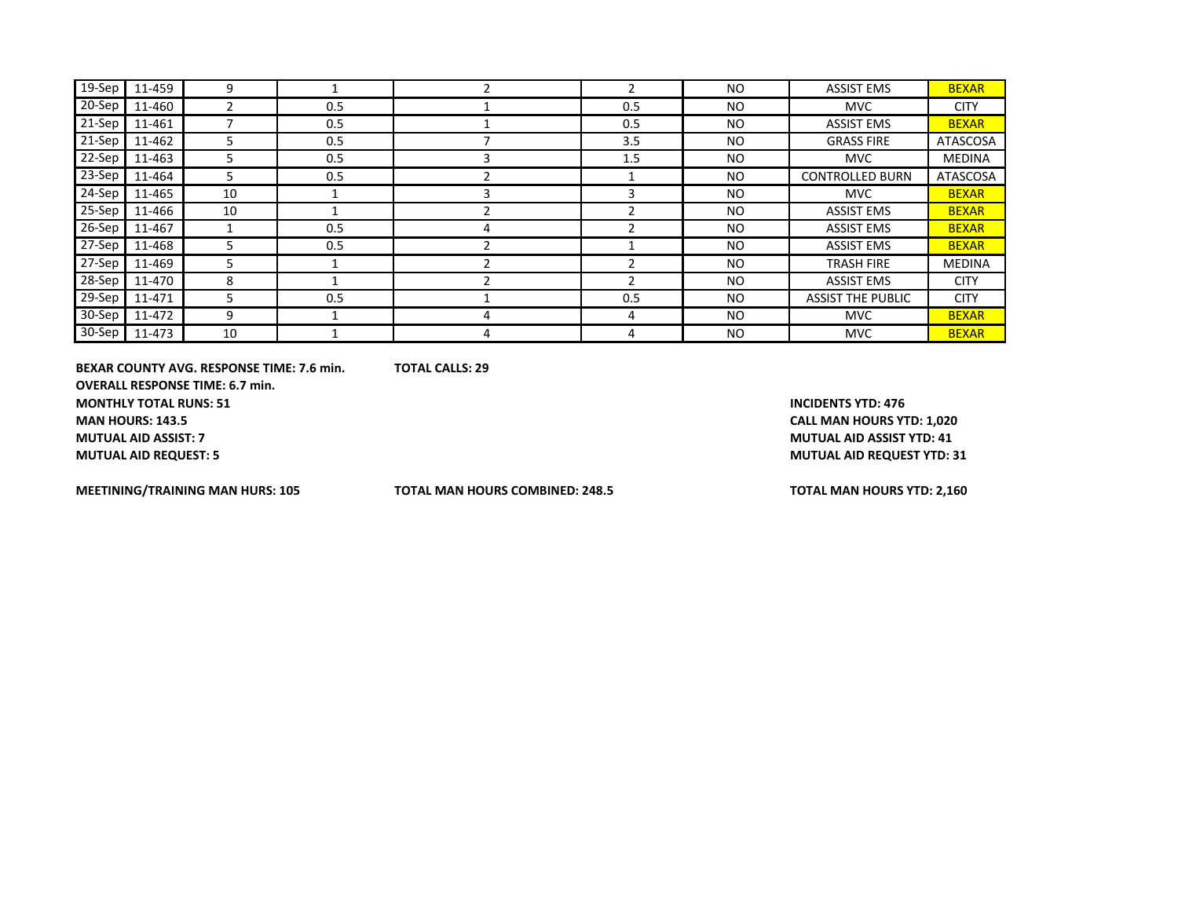| | | | | | | | | | |
|---|---|---|---|---|---|---|---|---|---|
| 19-Sep | 11-459 | 9 | 1 | 2 | 2 | NO | ASSIST EMS | BEXAR |
| 20-Sep | 11-460 | 2 | 0.5 | 1 | 0.5 | NO | MVC | CITY |
| 21-Sep | 11-461 | 7 | 0.5 | 1 | 0.5 | NO | ASSIST EMS | BEXAR |
| 21-Sep | 11-462 | 5 | 0.5 | 7 | 3.5 | NO | GRASS FIRE | ATASCOSA |
| 22-Sep | 11-463 | 5 | 0.5 | 3 | 1.5 | NO | MVC | MEDINA |
| 23-Sep | 11-464 | 5 | 0.5 | 2 | 1 | NO | CONTROLLED BURN | ATASCOSA |
| 24-Sep | 11-465 | 10 | 1 | 3 | 3 | NO | MVC | BEXAR |
| 25-Sep | 11-466 | 10 | 1 | 2 | 2 | NO | ASSIST EMS | BEXAR |
| 26-Sep | 11-467 | 1 | 0.5 | 4 | 2 | NO | ASSIST EMS | BEXAR |
| 27-Sep | 11-468 | 5 | 0.5 | 2 | 1 | NO | ASSIST EMS | BEXAR |
| 27-Sep | 11-469 | 5 | 1 | 2 | 2 | NO | TRASH FIRE | MEDINA |
| 28-Sep | 11-470 | 8 | 1 | 2 | 2 | NO | ASSIST EMS | CITY |
| 29-Sep | 11-471 | 5 | 0.5 | 1 | 0.5 | NO | ASSIST THE PUBLIC | CITY |
| 30-Sep | 11-472 | 9 | 1 | 4 | 4 | NO | MVC | BEXAR |
| 30-Sep | 11-473 | 10 | 1 | 4 | 4 | NO | MVC | BEXAR |

**BEXAR COUNTY AVG. RESPONSE TIME: 7.6 min.**

**TOTAL CALLS: 29**

**OVERALL RESPONSE TIME: 6.7 min.**

**MONTHLY TOTAL RUNS: 51**

**MAN HOURS: 143.5**

**MUTUAL AID ASSIST: 7**

**MUTUAL AID REQUEST: 5**

**INCIDENTS YTD: 476**

**CALL MAN HOURS YTD: 1,020**

**MUTUAL AID ASSIST YTD: 41**

**MUTUAL AID REQUEST YTD: 31**

**MEETINING/TRAINING MAN HURS: 105**

**TOTAL MAN HOURS COMBINED: 248.5**

**TOTAL MAN HOURS YTD: 2,160**